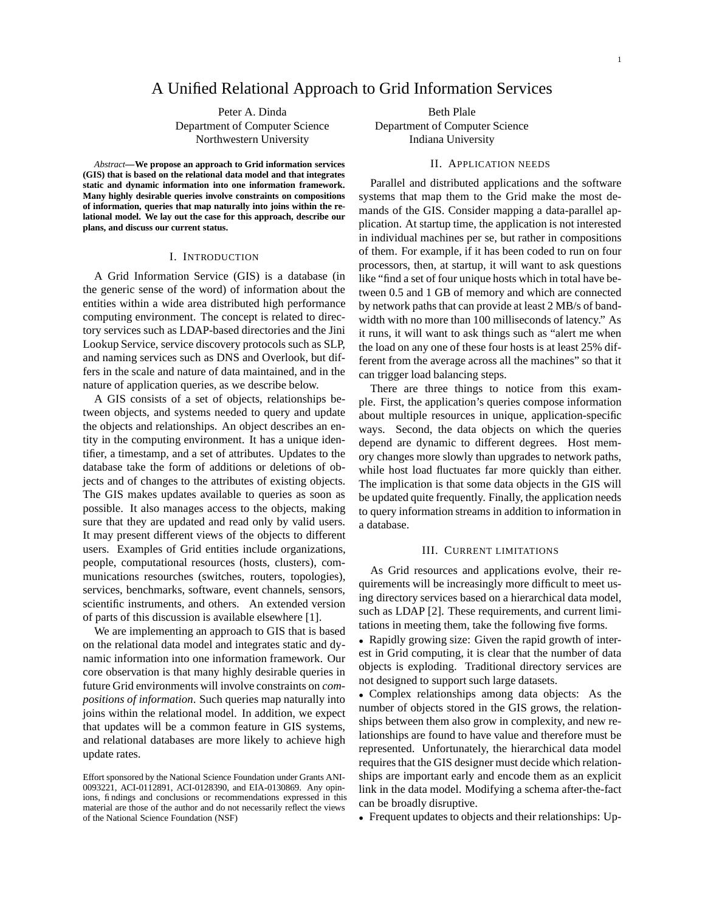# A Unified Relational Approach to Grid Information Services

Peter A. Dinda
Department of Computer Science
Northwestern University

Beth Plale
Department of Computer Science
Indiana University

*Abstract*—**We propose an approach to Grid information services (GIS) that is based on the relational data model and that integrates static and dynamic information into one information framework. Many highly desirable queries involve constraints on compositions of information, queries that map naturally into joins within the relational model. We lay out the case for this approach, describe our plans, and discuss our current status.**

## I. Introduction

A Grid Information Service (GIS) is a database (in the generic sense of the word) of information about the entities within a wide area distributed high performance computing environment. The concept is related to directory services such as LDAP-based directories and the Jini Lookup Service, service discovery protocols such as SLP, and naming services such as DNS and Overlook, but differs in the scale and nature of data maintained, and in the nature of application queries, as we describe below.

A GIS consists of a set of objects, relationships between objects, and systems needed to query and update the objects and relationships. An object describes an entity in the computing environment. It has a unique identifier, a timestamp, and a set of attributes. Updates to the database take the form of additions or deletions of objects and of changes to the attributes of existing objects. The GIS makes updates available to queries as soon as possible. It also manages access to the objects, making sure that they are updated and read only by valid users. It may present different views of the objects to different users. Examples of Grid entities include organizations, people, computational resources (hosts, clusters), communications resourches (switches, routers, topologies), services, benchmarks, software, event channels, sensors, scientific instruments, and others. An extended version of parts of this discussion is available elsewhere [1].

We are implementing an approach to GIS that is based on the relational data model and integrates static and dynamic information into one information framework. Our core observation is that many highly desirable queries in future Grid environments will involve constraints on *compositions of information*. Such queries map naturally into joins within the relational model. In addition, we expect that updates will be a common feature in GIS systems, and relational databases are more likely to achieve high update rates.

Effort sponsored by the National Science Foundation under Grants ANI-0093221, ACI-0112891, ACI-0128390, and EIA-0130869. Any opinions, findings and conclusions or recommendations expressed in this material are those of the author and do not necessarily reflect the views of the National Science Foundation (NSF)

## II. Application needs

Parallel and distributed applications and the software systems that map them to the Grid make the most demands of the GIS. Consider mapping a data-parallel application. At startup time, the application is not interested in individual machines per se, but rather in compositions of them. For example, if it has been coded to run on four processors, then, at startup, it will want to ask questions like "find a set of four unique hosts which in total have between 0.5 and 1 GB of memory and which are connected by network paths that can provide at least 2 MB/s of bandwidth with no more than 100 milliseconds of latency." As it runs, it will want to ask things such as "alert me when the load on any one of these four hosts is at least 25% different from the average across all the machines" so that it can trigger load balancing steps.

There are three things to notice from this example. First, the application's queries compose information about multiple resources in unique, application-specific ways. Second, the data objects on which the queries depend are dynamic to different degrees. Host memory changes more slowly than upgrades to network paths, while host load fluctuates far more quickly than either. The implication is that some data objects in the GIS will be updated quite frequently. Finally, the application needs to query information streams in addition to information in a database.

## III. Current limitations

As Grid resources and applications evolve, their requirements will be increasingly more difficult to meet using directory services based on a hierarchical data model, such as LDAP [2]. These requirements, and current limitations in meeting them, take the following five forms.

- Rapidly growing size: Given the rapid growth of interest in Grid computing, it is clear that the number of data objects is exploding. Traditional directory services are not designed to support such large datasets.
- Complex relationships among data objects: As the number of objects stored in the GIS grows, the relationships between them also grow in complexity, and new relationships are found to have value and therefore must be represented. Unfortunately, the hierarchical data model requires that the GIS designer must decide which relationships are important early and encode them as an explicit link in the data model. Modifying a schema after-the-fact can be broadly disruptive.
- Frequent updates to objects and their relationships: Up-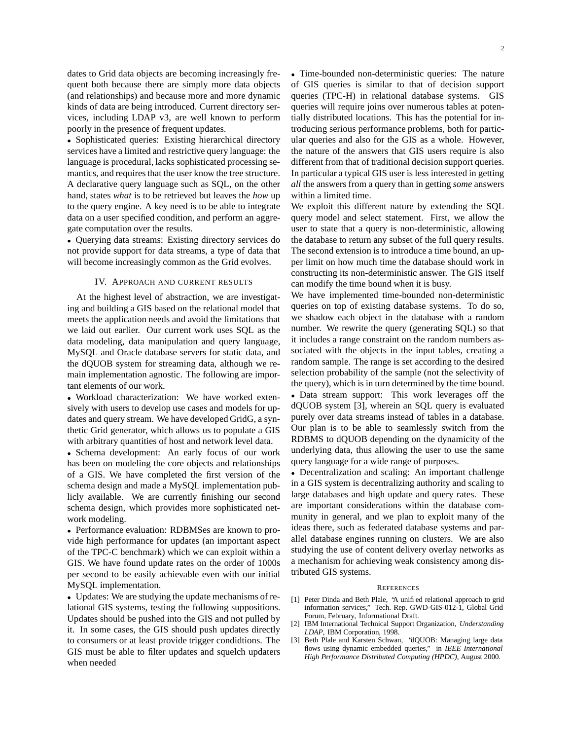dates to Grid data objects are becoming increasingly frequent both because there are simply more data objects (and relationships) and because more and more dynamic kinds of data are being introduced. Current directory services, including LDAP v3, are well known to perform poorly in the presence of frequent updates.

- Sophisticated queries: Existing hierarchical directory services have a limited and restrictive query language: the language is procedural, lacks sophisticated processing semantics, and requires that the user know the tree structure. A declarative query language such as SQL, on the other hand, states *what* is to be retrieved but leaves the *how* up to the query engine. A key need is to be able to integrate data on a user specified condition, and perform an aggregate computation over the results.
- Querying data streams: Existing directory services do not provide support for data streams, a type of data that will become increasingly common as the Grid evolves.

## IV. Approach and current results

At the highest level of abstraction, we are investigating and building a GIS based on the relational model that meets the application needs and avoid the limitations that we laid out earlier. Our current work uses SQL as the data modeling, data manipulation and query language, MySQL and Oracle database servers for static data, and the dQUOB system for streaming data, although we remain implementation agnostic. The following are important elements of our work.

- Workload characterization: We have worked extensively with users to develop use cases and models for updates and query stream. We have developed GridG, a synthetic Grid generator, which allows us to populate a GIS with arbitrary quantities of host and network level data.
- Schema development: An early focus of our work has been on modeling the core objects and relationships of a GIS. We have completed the first version of the schema design and made a MySQL implementation publicly available. We are currently finishing our second schema design, which provides more sophisticated network modeling.
- Performance evaluation: RDBMSes are known to provide high performance for updates (an important aspect of the TPC-C benchmark) which we can exploit within a GIS. We have found update rates on the order of 1000s per second to be easily achievable even with our initial MySQL implementation.
- Updates: We are studying the update mechanisms of relational GIS systems, testing the following suppositions. Updates should be pushed into the GIS and not pulled by it. In some cases, the GIS should push updates directly to consumers or at least provide trigger condidtions. The GIS must be able to filter updates and squelch updaters when needed
- Time-bounded non-deterministic queries: The nature of GIS queries is similar to that of decision support queries (TPC-H) in relational database systems. GIS queries will require joins over numerous tables at potentially distributed locations. This has the potential for introducing serious performance problems, both for particular queries and also for the GIS as a whole. However, the nature of the answers that GIS users require is also different from that of traditional decision support queries. In particular a typical GIS user is less interested in getting *all* the answers from a query than in getting *some* answers within a limited time.

We exploit this different nature by extending the SQL query model and select statement. First, we allow the user to state that a query is non-deterministic, allowing the database to return any subset of the full query results. The second extension is to introduce a time bound, an upper limit on how much time the database should work in constructing its non-deterministic answer. The GIS itself can modify the time bound when it is busy.

We have implemented time-bounded non-deterministic queries on top of existing database systems. To do so, we shadow each object in the database with a random number. We rewrite the query (generating SQL) so that it includes a range constraint on the random numbers associated with the objects in the input tables, creating a random sample. The range is set according to the desired selection probability of the sample (not the selectivity of the query), which is in turn determined by the time bound.

- Data stream support: This work leverages off the dQUOB system [3], wherein an SQL query is evaluated purely over data streams instead of tables in a database. Our plan is to be able to seamlessly switch from the RDBMS to dQUOB depending on the dynamicity of the underlying data, thus allowing the user to use the same query language for a wide range of purposes.
- Decentralization and scaling: An important challenge in a GIS system is decentralizing authority and scaling to large databases and high update and query rates. These are important considerations within the database community in general, and we plan to exploit many of the ideas there, such as federated database systems and parallel database engines running on clusters. We are also studying the use of content delivery overlay networks as a mechanism for achieving weak consistency among distributed GIS systems.

## References

[1] Peter Dinda and Beth Plale, "A unified relational approach to grid information services," Tech. Rep. GWD-GIS-012-1, Global Grid Forum, February, Informational Draft.

[2] IBM International Technical Support Organization, *Understanding LDAP*, IBM Corporation, 1998.

[3] Beth Plale and Karsten Schwan, "dQUOB: Managing large data flows using dynamic embedded queries," in *IEEE International High Performance Distributed Computing (HPDC)*, August 2000.